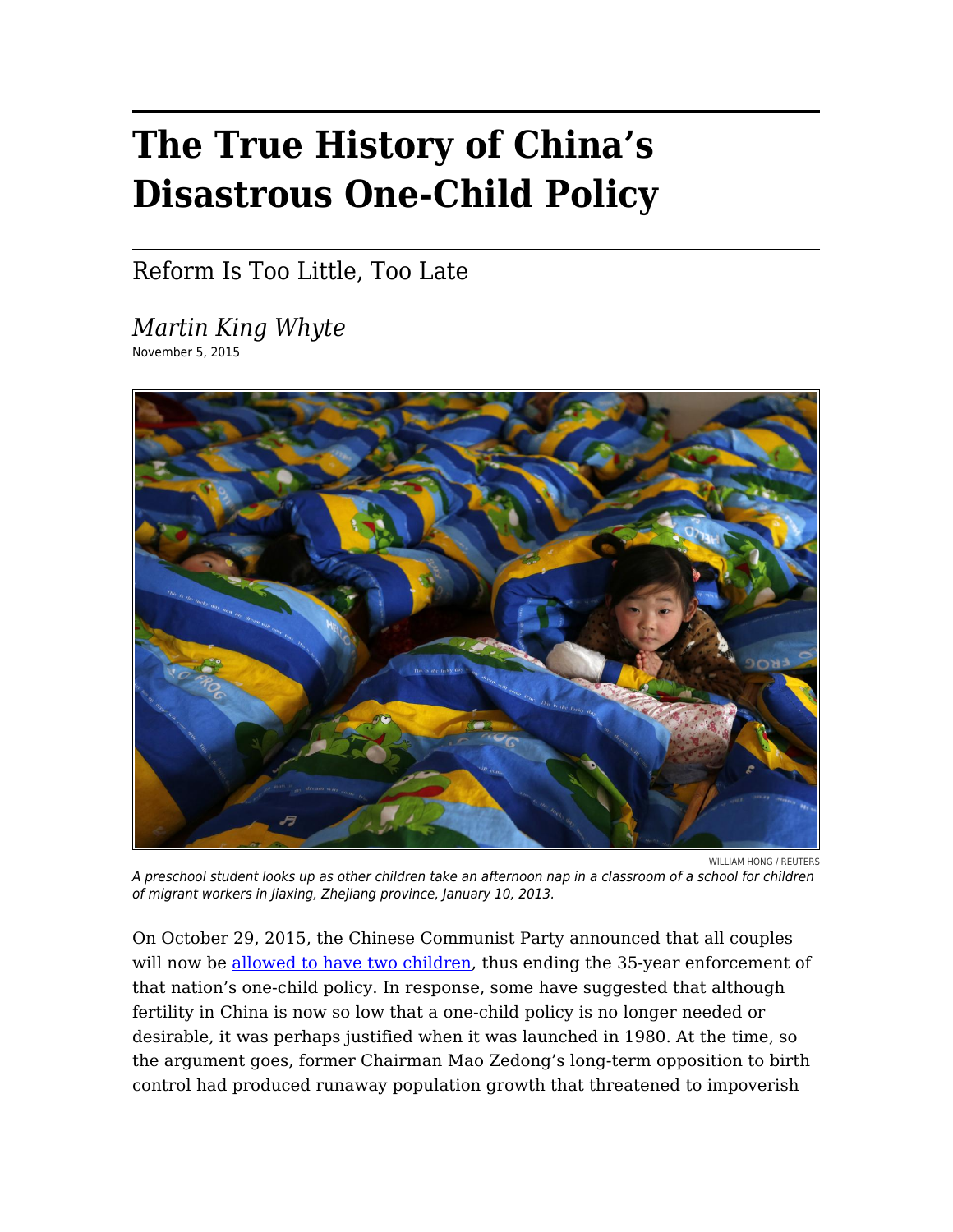# The True History of China's Disastrous One-Child Policy

## Reform Is Too Little, Too Late

*Martin King Whyte*

November 5, 2015

WILLIAM HONG / REUTERS

*A preschool student looks up as other children take an afternoon nap in a classroom of a school for children of migrant workers in Jiaxing, Zhejiang province, January 10, 2013.*

On October 29, 2015, the Chinese Communist Party announced that all couples will now be [allowed to have two children](), thus ending the 35-year enforcement of that nation's one-child policy. In response, some have suggested that although fertility in China is now so low that a one-child policy is no longer needed or desirable, it was perhaps justified when it was launched in 1980. At the time, so the argument goes, former Chairman Mao Zedong's long-term opposition to birth control had produced runaway population growth that threatened to impoverish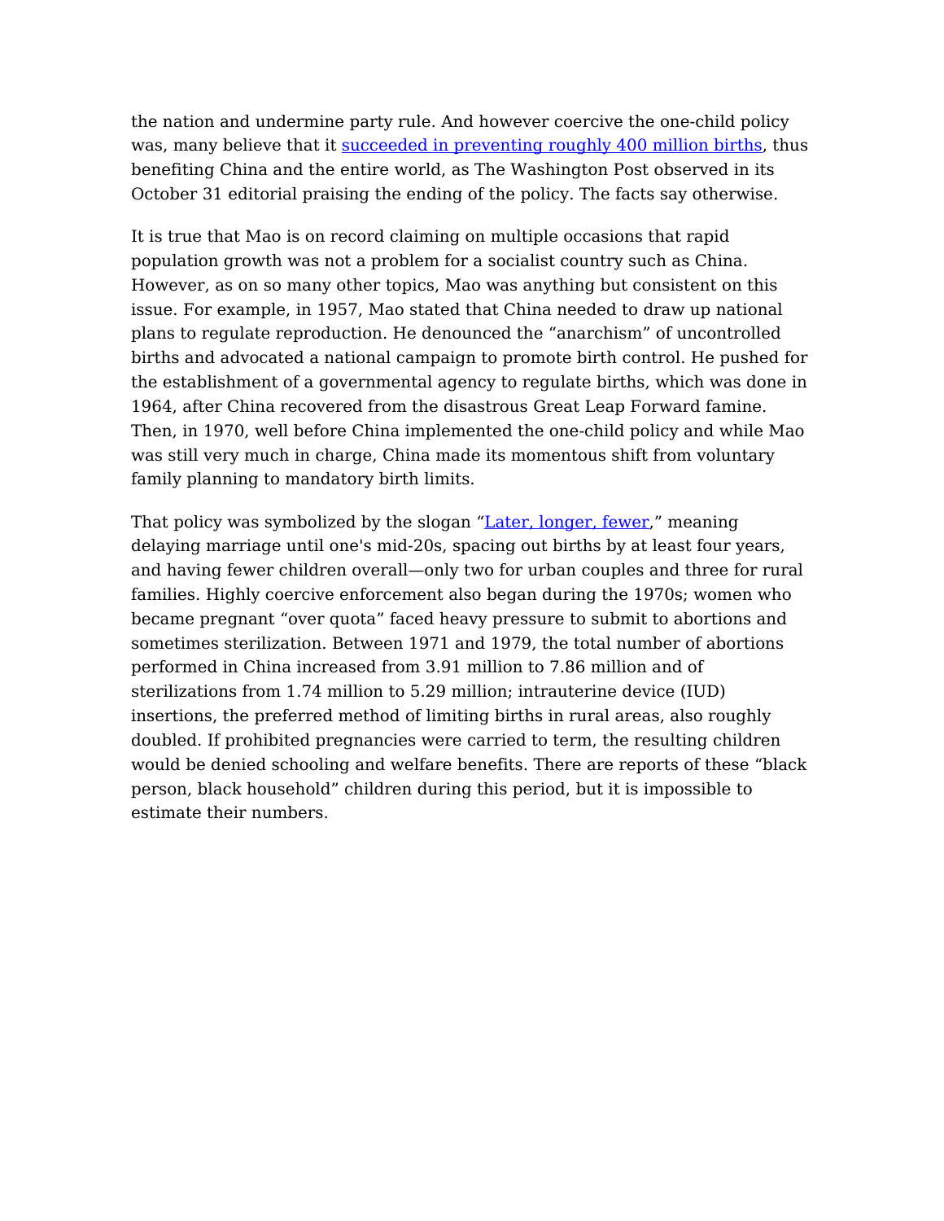the nation and undermine party rule. And however coercive the one-child policy was, many believe that it succeeded in preventing roughly 400 million births, thus benefiting China and the entire world, as The Washington Post observed in its October 31 editorial praising the ending of the policy. The facts say otherwise.

It is true that Mao is on record claiming on multiple occasions that rapid population growth was not a problem for a socialist country such as China. However, as on so many other topics, Mao was anything but consistent on this issue. For example, in 1957, Mao stated that China needed to draw up national plans to regulate reproduction. He denounced the "anarchism" of uncontrolled births and advocated a national campaign to promote birth control. He pushed for the establishment of a governmental agency to regulate births, which was done in 1964, after China recovered from the disastrous Great Leap Forward famine. Then, in 1970, well before China implemented the one-child policy and while Mao was still very much in charge, China made its momentous shift from voluntary family planning to mandatory birth limits.

That policy was symbolized by the slogan "Later, longer, fewer," meaning delaying marriage until one's mid-20s, spacing out births by at least four years, and having fewer children overall—only two for urban couples and three for rural families. Highly coercive enforcement also began during the 1970s; women who became pregnant "over quota" faced heavy pressure to submit to abortions and sometimes sterilization. Between 1971 and 1979, the total number of abortions performed in China increased from 3.91 million to 7.86 million and of sterilizations from 1.74 million to 5.29 million; intrauterine device (IUD) insertions, the preferred method of limiting births in rural areas, also roughly doubled. If prohibited pregnancies were carried to term, the resulting children would be denied schooling and welfare benefits. There are reports of these "black person, black household" children during this period, but it is impossible to estimate their numbers.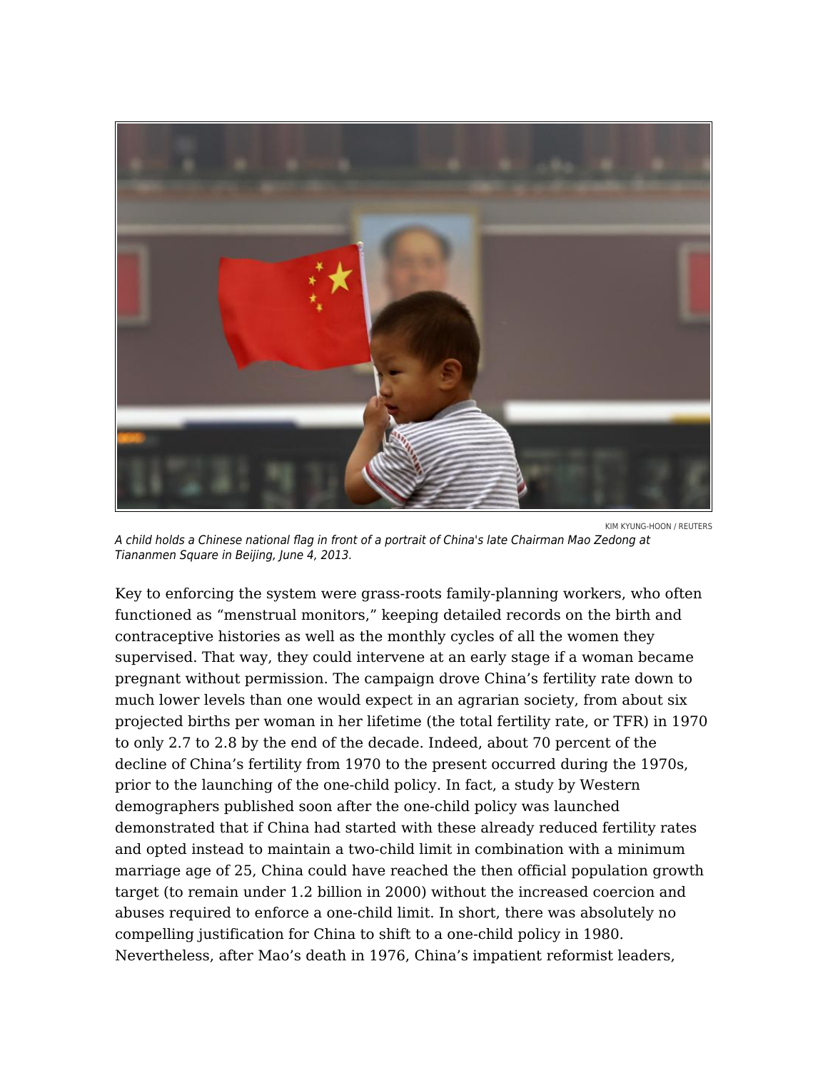KIM KYUNG-HOON / REUTERS

*A child holds a Chinese national flag in front of a portrait of China's late Chairman Mao Zedong at Tiananmen Square in Beijing, June 4, 2013.*

Key to enforcing the system were grass-roots family-planning workers, who often functioned as "menstrual monitors," keeping detailed records on the birth and contraceptive histories as well as the monthly cycles of all the women they supervised. That way, they could intervene at an early stage if a woman became pregnant without permission. The campaign drove China's fertility rate down to much lower levels than one would expect in an agrarian society, from about six projected births per woman in her lifetime (the total fertility rate, or TFR) in 1970 to only 2.7 to 2.8 by the end of the decade. Indeed, about 70 percent of the decline of China's fertility from 1970 to the present occurred during the 1970s, prior to the launching of the one-child policy. In fact, a study by Western demographers published soon after the one-child policy was launched demonstrated that if China had started with these already reduced fertility rates and opted instead to maintain a two-child limit in combination with a minimum marriage age of 25, China could have reached the then official population growth target (to remain under 1.2 billion in 2000) without the increased coercion and abuses required to enforce a one-child limit. In short, there was absolutely no compelling justification for China to shift to a one-child policy in 1980. Nevertheless, after Mao's death in 1976, China's impatient reformist leaders,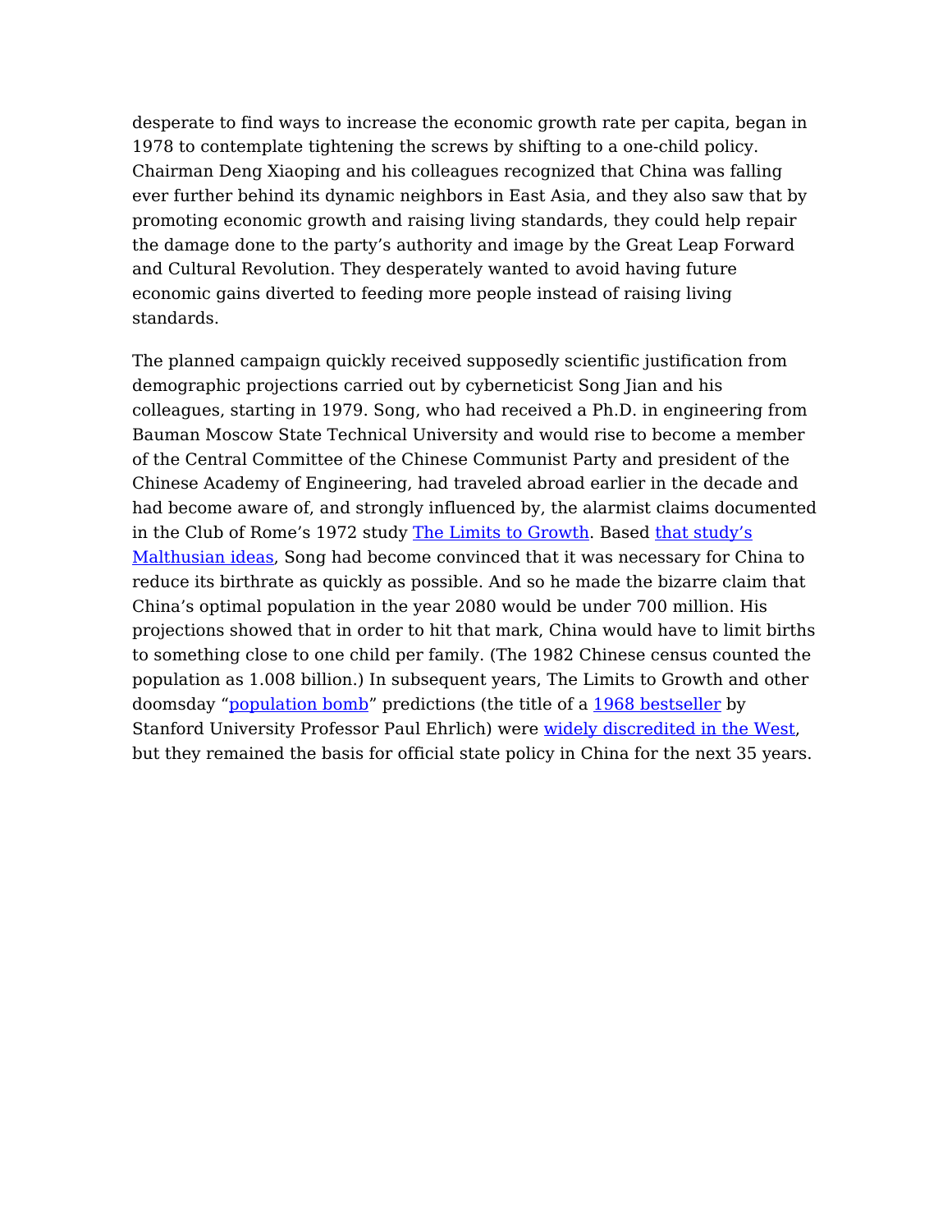desperate to find ways to increase the economic growth rate per capita, began in 1978 to contemplate tightening the screws by shifting to a one-child policy. Chairman Deng Xiaoping and his colleagues recognized that China was falling ever further behind its dynamic neighbors in East Asia, and they also saw that by promoting economic growth and raising living standards, they could help repair the damage done to the party's authority and image by the Great Leap Forward and Cultural Revolution. They desperately wanted to avoid having future economic gains diverted to feeding more people instead of raising living standards.

The planned campaign quickly received supposedly scientific justification from demographic projections carried out by cyberneticist Song Jian and his colleagues, starting in 1979. Song, who had received a Ph.D. in engineering from Bauman Moscow State Technical University and would rise to become a member of the Central Committee of the Chinese Communist Party and president of the Chinese Academy of Engineering, had traveled abroad earlier in the decade and had become aware of, and strongly influenced by, the alarmist claims documented in the Club of Rome's 1972 study The Limits to Growth. Based that study's Malthusian ideas, Song had become convinced that it was necessary for China to reduce its birthrate as quickly as possible. And so he made the bizarre claim that China's optimal population in the year 2080 would be under 700 million. His projections showed that in order to hit that mark, China would have to limit births to something close to one child per family. (The 1982 Chinese census counted the population as 1.008 billion.) In subsequent years, The Limits to Growth and other doomsday "population bomb" predictions (the title of a 1968 bestseller by Stanford University Professor Paul Ehrlich) were widely discredited in the West, but they remained the basis for official state policy in China for the next 35 years.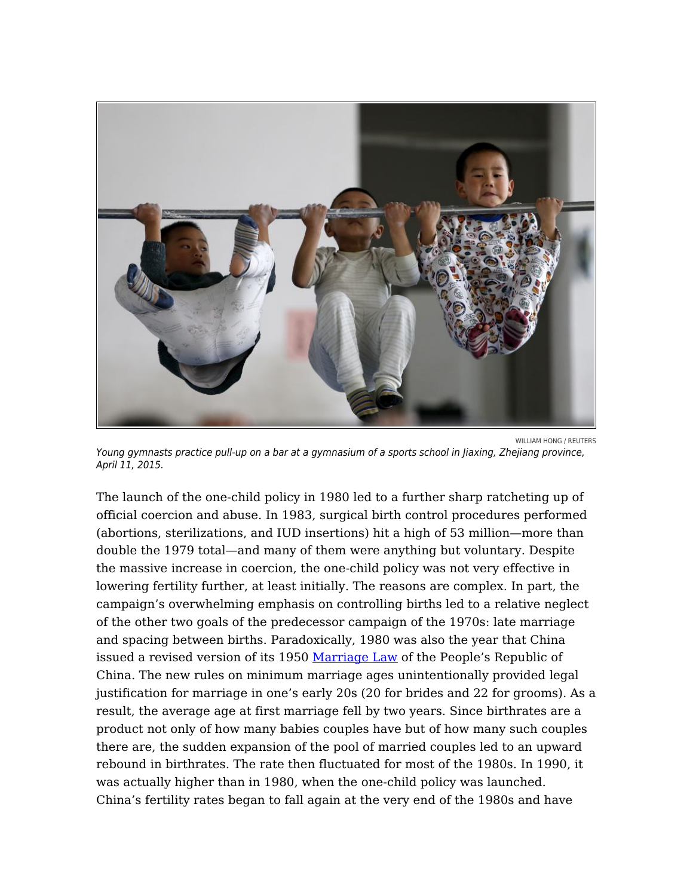WILLIAM HONG / REUTERS

*Young gymnasts practice pull-up on a bar at a gymnasium of a sports school in Jiaxing, Zhejiang province, April 11, 2015.*

The launch of the one-child policy in 1980 led to a further sharp ratcheting up of official coercion and abuse. In 1983, surgical birth control procedures performed (abortions, sterilizations, and IUD insertions) hit a high of 53 million—more than double the 1979 total—and many of them were anything but voluntary. Despite the massive increase in coercion, the one-child policy was not very effective in lowering fertility further, at least initially. The reasons are complex. In part, the campaign's overwhelming emphasis on controlling births led to a relative neglect of the other two goals of the predecessor campaign of the 1970s: late marriage and spacing between births. Paradoxically, 1980 was also the year that China issued a revised version of its 1950 [Marriage Law](http://www.china.org.cn/english/government/207313.htm) of the People's Republic of China. The new rules on minimum marriage ages unintentionally provided legal justification for marriage in one's early 20s (20 for brides and 22 for grooms). As a result, the average age at first marriage fell by two years. Since birthrates are a product not only of how many babies couples have but of how many such couples there are, the sudden expansion of the pool of married couples led to an upward rebound in birthrates. The rate then fluctuated for most of the 1980s. In 1990, it was actually higher than in 1980, when the one-child policy was launched. China's fertility rates began to fall again at the very end of the 1980s and have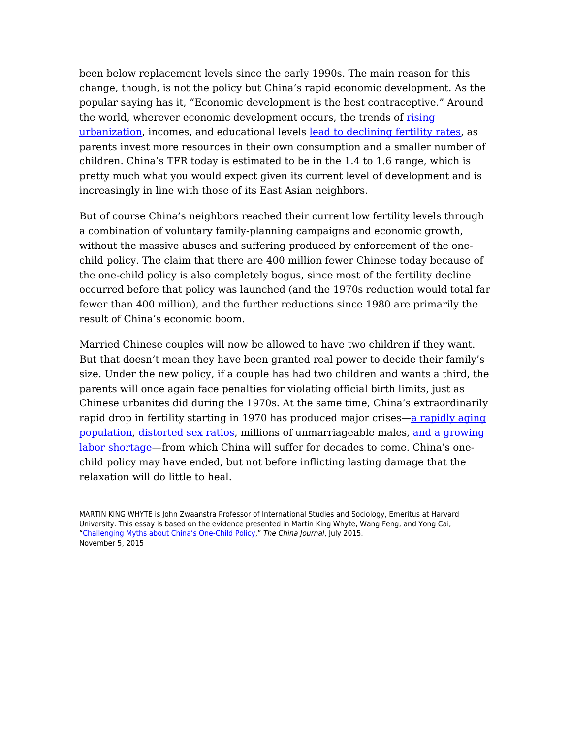been below replacement levels since the early 1990s. The main reason for this change, though, is not the policy but China's rapid economic development. As the popular saying has it, "Economic development is the best contraceptive." Around the world, wherever economic development occurs, the trends of rising urbanization, incomes, and educational levels lead to declining fertility rates, as parents invest more resources in their own consumption and a smaller number of children. China's TFR today is estimated to be in the 1.4 to 1.6 range, which is pretty much what you would expect given its current level of development and is increasingly in line with those of its East Asian neighbors.

But of course China's neighbors reached their current low fertility levels through a combination of voluntary family-planning campaigns and economic growth, without the massive abuses and suffering produced by enforcement of the one-child policy. The claim that there are 400 million fewer Chinese today because of the one-child policy is also completely bogus, since most of the fertility decline occurred before that policy was launched (and the 1970s reduction would total far fewer than 400 million), and the further reductions since 1980 are primarily the result of China's economic boom.

Married Chinese couples will now be allowed to have two children if they want. But that doesn't mean they have been granted real power to decide their family's size. Under the new policy, if a couple has had two children and wants a third, the parents will once again face penalties for violating official birth limits, just as Chinese urbanites did during the 1970s. At the same time, China's extraordinarily rapid drop in fertility starting in 1970 has produced major crises—a rapidly aging population, distorted sex ratios, millions of unmarriageable males, and a growing labor shortage—from which China will suffer for decades to come. China's one-child policy may have ended, but not before inflicting lasting damage that the relaxation will do little to heal.

---

MARTIN KING WHYTE is John Zwaanstra Professor of International Studies and Sociology, Emeritus at Harvard University. This essay is based on the evidence presented in Martin King Whyte, Wang Feng, and Yong Cai, "Challenging Myths about China's One-Child Policy," *The China Journal*, July 2015.
November 5, 2015